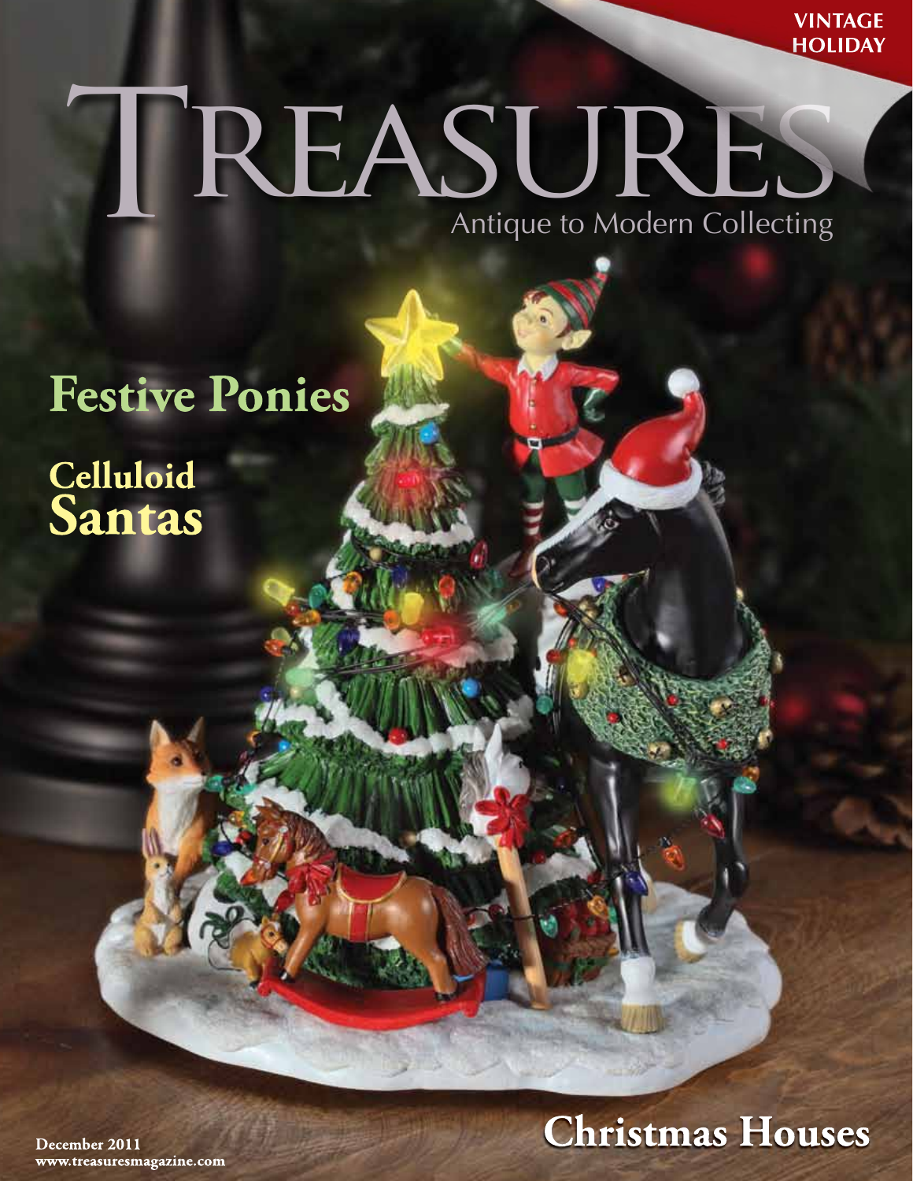VINTAGE HOLIDAY

# TREASURES

Antique to Modern Collecting

## Festive Ponies

## Celluloid Santas

## Christmas Houses

December 2011
www.treasuresmagazine.com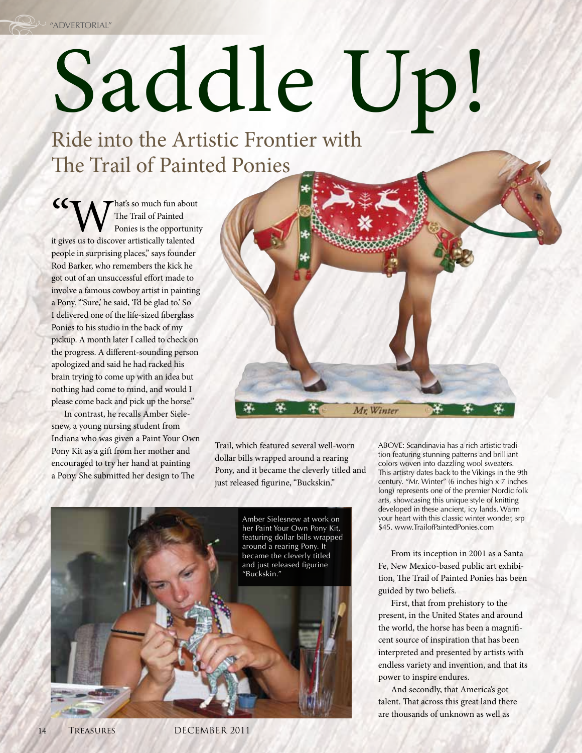"ADVERTORIAL"

# Saddle Up!

## Ride into the Artistic Frontier with The Trail of Painted Ponies

"What's so much fun about The Trail of Painted Ponies is the opportunity it gives us to discover artistically talented people in surprising places," says founder Rod Barker, who remembers the kick he got out of an unsuccessful effort made to involve a famous cowboy artist in painting a Pony. "'Sure,' he said, 'I'd be glad to.' So I delivered one of the life-sized fiberglass Ponies to his studio in the back of my pickup. A month later I called to check on the progress. A different-sounding person apologized and said he had racked his brain trying to come up with an idea but nothing had come to mind, and would I please come back and pick up the horse."

In contrast, he recalls Amber Sielesnew, a young nursing student from Indiana who was given a Paint Your Own Pony Kit as a gift from her mother and encouraged to try her hand at painting a Pony. She submitted her design to The Trail, which featured several well-worn dollar bills wrapped around a rearing Pony, and it became the cleverly titled and just released figurine, "Buckskin."

ABOVE: Scandinavia has a rich artistic tradition featuring stunning patterns and brilliant colors woven into dazzling wool sweaters. This artistry dates back to the Vikings in the 9th century. "Mr. Winter" (6 inches high x 7 inches long) represents one of the premier Nordic folk arts, showcasing this unique style of knitting developed in these ancient, icy lands. Warm your heart with this classic winter wonder, srp $45. www.TrailofPaintedPonies.com

Amber Sielesnew at work on her Paint Your Own Pony Kit, featuring dollar bills wrapped around a rearing Pony. It became the cleverly titled and just released figurine "Buckskin."

From its inception in 2001 as a Santa Fe, New Mexico-based public art exhibition, The Trail of Painted Ponies has been guided by two beliefs.

First, that from prehistory to the present, in the United States and around the world, the horse has been a magnificent source of inspiration that has been interpreted and presented by artists with endless variety and invention, and that its power to inspire endures.

And secondly, that America's got talent. That across this great land there are thousands of unknown as well as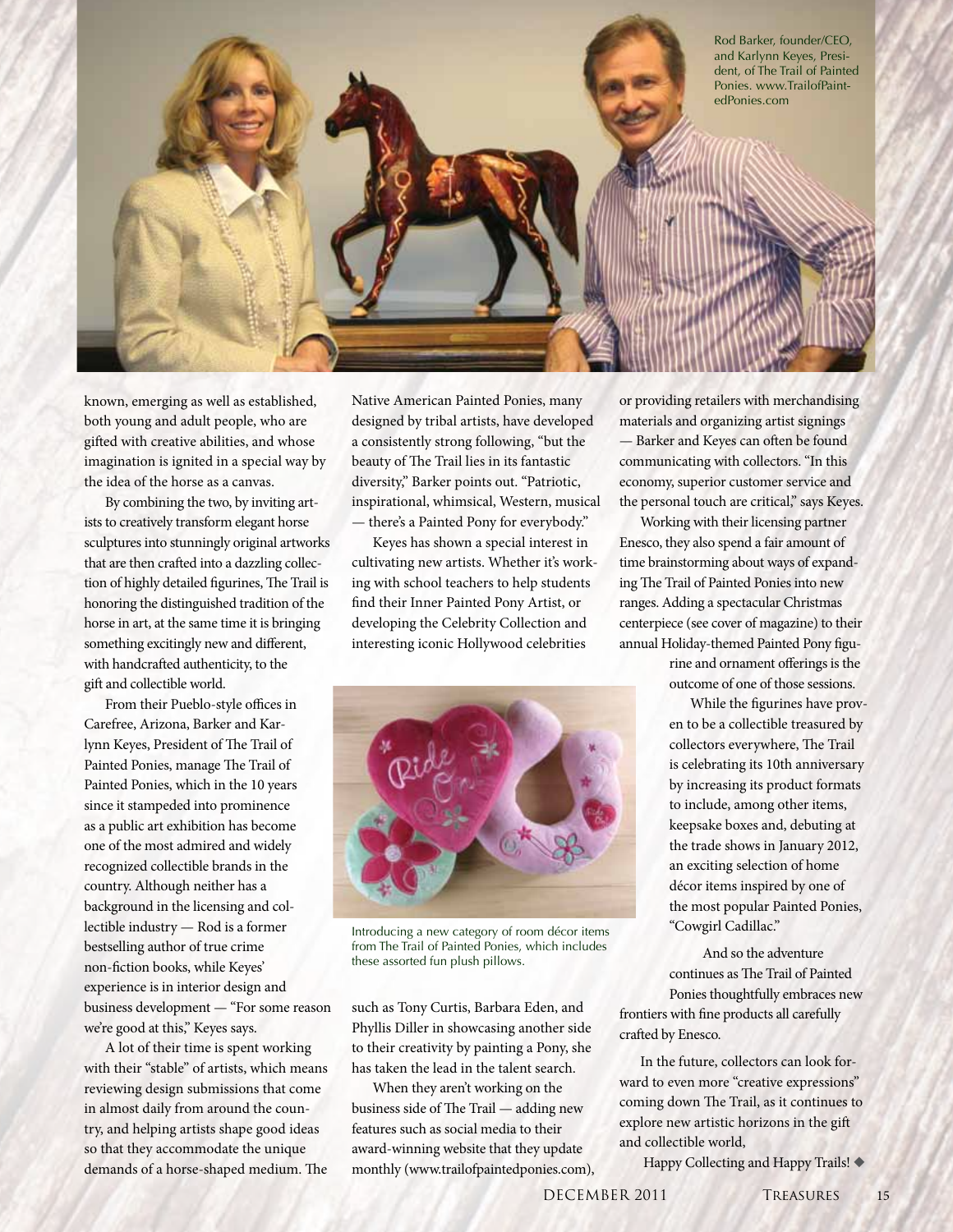Rod Barker, founder/CEO, and Karlynn Keyes, President, of The Trail of Painted Ponies. www.TrailofPaintedPonies.com

known, emerging as well as established, both young and adult people, who are gifted with creative abilities, and whose imagination is ignited in a special way by the idea of the horse as a canvas.

By combining the two, by inviting artists to creatively transform elegant horse sculptures into stunningly original artworks that are then crafted into a dazzling collection of highly detailed figurines, The Trail is honoring the distinguished tradition of the horse in art, at the same time it is bringing something excitingly new and different, with handcrafted authenticity, to the gift and collectible world.

From their Pueblo-style offices in Carefree, Arizona, Barker and Karlynn Keyes, President of The Trail of Painted Ponies, manage The Trail of Painted Ponies, which in the 10 years since it stampeded into prominence as a public art exhibition has become one of the most admired and widely recognized collectible brands in the country. Although neither has a background in the licensing and collectible industry — Rod is a former bestselling author of true crime non-fiction books, while Keyes' experience is in interior design and business development — "For some reason we're good at this," Keyes says.

A lot of their time is spent working with their "stable" of artists, which means reviewing design submissions that come in almost daily from around the country, and helping artists shape good ideas so that they accommodate the unique demands of a horse-shaped medium. The Native American Painted Ponies, many designed by tribal artists, have developed a consistently strong following, "but the beauty of The Trail lies in its fantastic diversity," Barker points out. "Patriotic, inspirational, whimsical, Western, musical — there's a Painted Pony for everybody."

Keyes has shown a special interest in cultivating new artists. Whether it's working with school teachers to help students find their Inner Painted Pony Artist, or developing the Celebrity Collection and interesting iconic Hollywood celebrities such as Tony Curtis, Barbara Eden, and Phyllis Diller in showcasing another side to their creativity by painting a Pony, she has taken the lead in the talent search.

Introducing a new category of room décor items from The Trail of Painted Ponies, which includes these assorted fun plush pillows.

When they aren't working on the business side of The Trail — adding new features such as social media to their award-winning website that they update monthly (www.trailofpaintedponies.com), or providing retailers with merchandising materials and organizing artist signings — Barker and Keyes can often be found communicating with collectors. "In this economy, superior customer service and the personal touch are critical," says Keyes.

Working with their licensing partner Enesco, they also spend a fair amount of time brainstorming about ways of expanding The Trail of Painted Ponies into new ranges. Adding a spectacular Christmas centerpiece (see cover of magazine) to their annual Holiday-themed Painted Pony figurine and ornament offerings is the outcome of one of those sessions.

While the figurines have proven to be a collectible treasured by collectors everywhere, The Trail is celebrating its 10th anniversary by increasing its product formats to include, among other items, keepsake boxes and, debuting at the trade shows in January 2012, an exciting selection of home décor items inspired by one of the most popular Painted Ponies, "Cowgirl Cadillac."

And so the adventure continues as The Trail of Painted Ponies thoughtfully embraces new frontiers with fine products all carefully crafted by Enesco.

In the future, collectors can look forward to even more "creative expressions" coming down The Trail, as it continues to explore new artistic horizons in the gift and collectible world,

Happy Collecting and Happy Trails! ◆